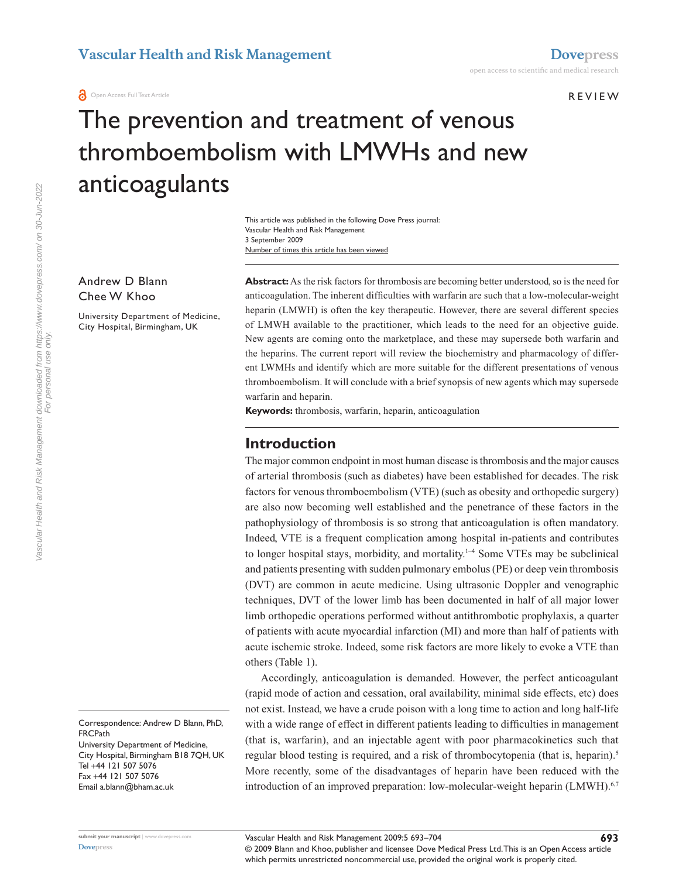REVIEW

# The prevention and treatment of venous thromboembolism with LMWHs and new anticoagulants

This article was published in the following Dove Press journal:
Vascular Health and Risk Management
3 September 2009
Number of times this article has been viewed

Andrew D Blann
Chee W Khoo

University Department of Medicine, City Hospital, Birmingham, UK

Correspondence: Andrew D Blann, PhD, FRCPath
University Department of Medicine, City Hospital, Birmingham B18 7QH, UK
Tel +44 121 507 5076
Fax +44 121 507 5076
Email a.blann@bham.ac.uk

**Abstract:** As the risk factors for thrombosis are becoming better understood, so is the need for anticoagulation. The inherent difficulties with warfarin are such that a low-molecular-weight heparin (LMWH) is often the key therapeutic. However, there are several different species of LMWH available to the practitioner, which leads to the need for an objective guide. New agents are coming onto the marketplace, and these may supersede both warfarin and the heparins. The current report will review the biochemistry and pharmacology of different LWMHs and identify which are more suitable for the different presentations of venous thromboembolism. It will conclude with a brief synopsis of new agents which may supersede warfarin and heparin.

**Keywords:** thrombosis, warfarin, heparin, anticoagulation

## Introduction

The major common endpoint in most human disease is thrombosis and the major causes of arterial thrombosis (such as diabetes) have been established for decades. The risk factors for venous thromboembolism (VTE) (such as obesity and orthopedic surgery) are also now becoming well established and the penetrance of these factors in the pathophysiology of thrombosis is so strong that anticoagulation is often mandatory. Indeed, VTE is a frequent complication among hospital in-patients and contributes to longer hospital stays, morbidity, and mortality.[1–4] Some VTEs may be subclinical and patients presenting with sudden pulmonary embolus (PE) or deep vein thrombosis (DVT) are common in acute medicine. Using ultrasonic Doppler and venographic techniques, DVT of the lower limb has been documented in half of all major lower limb orthopedic operations performed without antithrombotic prophylaxis, a quarter of patients with acute myocardial infarction (MI) and more than half of patients with acute ischemic stroke. Indeed, some risk factors are more likely to evoke a VTE than others (Table 1).

Accordingly, anticoagulation is demanded. However, the perfect anticoagulant (rapid mode of action and cessation, oral availability, minimal side effects, etc) does not exist. Instead, we have a crude poison with a long time to action and long half-life with a wide range of effect in different patients leading to difficulties in management (that is, warfarin), and an injectable agent with poor pharmacokinetics such that regular blood testing is required, and a risk of thrombocytopenia (that is, heparin).[5] More recently, some of the disadvantages of heparin have been reduced with the introduction of an improved preparation: low-molecular-weight heparin (LMWH).[6,7]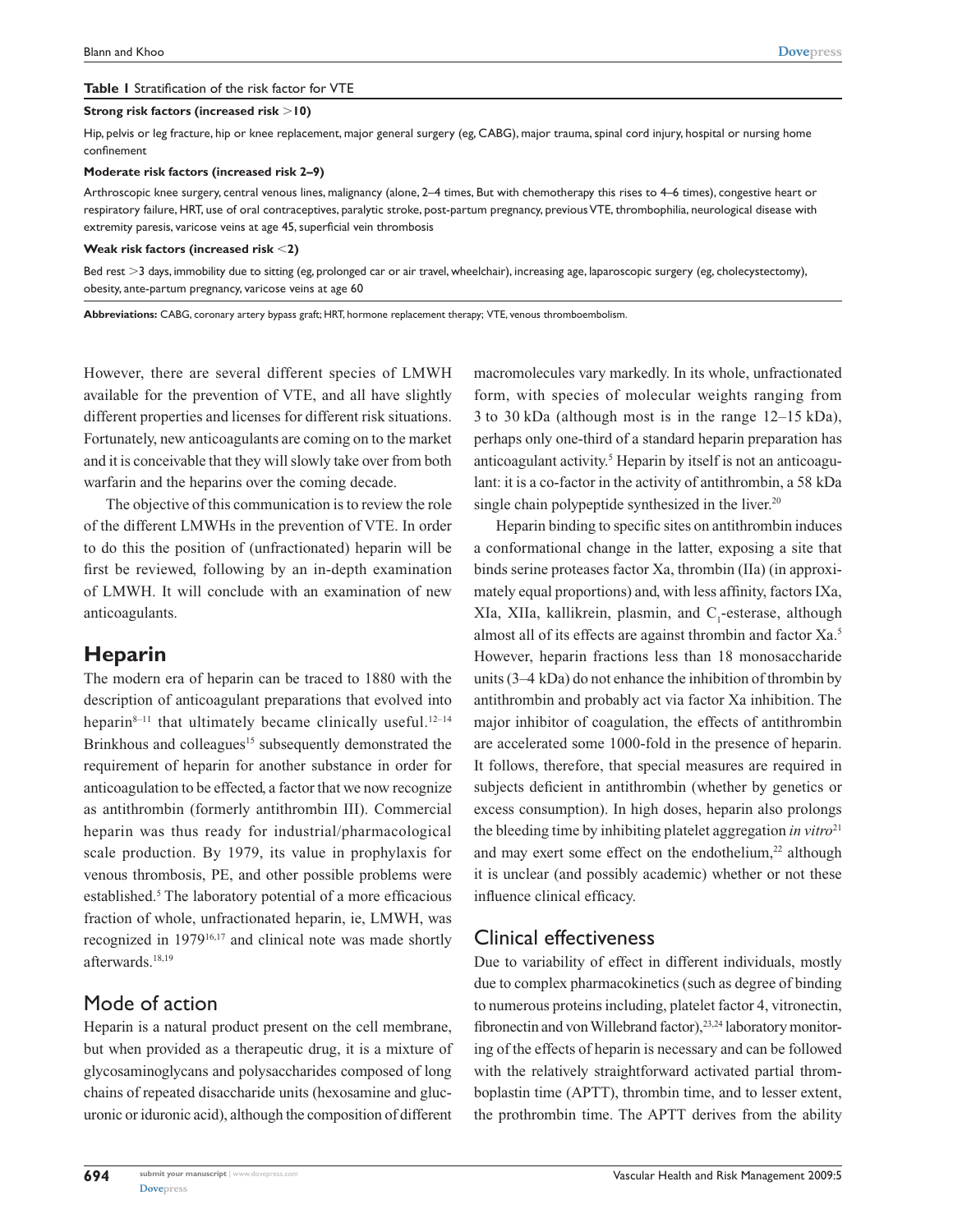**Table 1** Stratification of the risk factor for VTE

| |
|---|
| **Strong risk factors (increased risk >10)** |
| Hip, pelvis or leg fracture, hip or knee replacement, major general surgery (eg, CABG), major trauma, spinal cord injury, hospital or nursing home confinement |
| **Moderate risk factors (increased risk 2–9)** |
| Arthroscopic knee surgery, central venous lines, malignancy (alone, 2–4 times, But with chemotherapy this rises to 4–6 times), congestive heart or respiratory failure, HRT, use of oral contraceptives, paralytic stroke, post-partum pregnancy, previous VTE, thrombophilia, neurological disease with extremity paresis, varicose veins at age 45, superficial vein thrombosis |
| **Weak risk factors (increased risk <2)** |
| Bed rest >3 days, immobility due to sitting (eg, prolonged car or air travel, wheelchair), increasing age, laparoscopic surgery (eg, cholecystectomy), obesity, ante-partum pregnancy, varicose veins at age 60 |

**Abbreviations:** CABG, coronary artery bypass graft; HRT, hormone replacement therapy; VTE, venous thromboembolism.

However, there are several different species of LMWH available for the prevention of VTE, and all have slightly different properties and licenses for different risk situations. Fortunately, new anticoagulants are coming on to the market and it is conceivable that they will slowly take over from both warfarin and the heparins over the coming decade.

The objective of this communication is to review the role of the different LMWHs in the prevention of VTE. In order to do this the position of (unfractionated) heparin will be first be reviewed, following by an in-depth examination of LMWH. It will conclude with an examination of new anticoagulants.

# Heparin

The modern era of heparin can be traced to 1880 with the description of anticoagulant preparations that evolved into heparin[8–11] that ultimately became clinically useful.[12–14] Brinkhous and colleagues[15] subsequently demonstrated the requirement of heparin for another substance in order for anticoagulation to be effected, a factor that we now recognize as antithrombin (formerly antithrombin III). Commercial heparin was thus ready for industrial/pharmacological scale production. By 1979, its value in prophylaxis for venous thrombosis, PE, and other possible problems were established.[5] The laboratory potential of a more efficacious fraction of whole, unfractionated heparin, ie, LMWH, was recognized in 1979[16,17] and clinical note was made shortly afterwards.[18,19]

## Mode of action

Heparin is a natural product present on the cell membrane, but when provided as a therapeutic drug, it is a mixture of glycosaminoglycans and polysaccharides composed of long chains of repeated disaccharide units (hexosamine and glucuronic or iduronic acid), although the composition of different macromolecules vary markedly. In its whole, unfractionated form, with species of molecular weights ranging from 3 to 30 kDa (although most is in the range 12–15 kDa), perhaps only one-third of a standard heparin preparation has anticoagulant activity.[5] Heparin by itself is not an anticoagulant: it is a co-factor in the activity of antithrombin, a 58 kDa single chain polypeptide synthesized in the liver.[20]

Heparin binding to specific sites on antithrombin induces a conformational change in the latter, exposing a site that binds serine proteases factor Xa, thrombin (IIa) (in approximately equal proportions) and, with less affinity, factors IXa, XIa, XIIa, kallikrein, plasmin, and $C_1$-esterase, although almost all of its effects are against thrombin and factor Xa.[5] However, heparin fractions less than 18 monosaccharide units (3–4 kDa) do not enhance the inhibition of thrombin by antithrombin and probably act via factor Xa inhibition. The major inhibitor of coagulation, the effects of antithrombin are accelerated some 1000-fold in the presence of heparin. It follows, therefore, that special measures are required in subjects deficient in antithrombin (whether by genetics or excess consumption). In high doses, heparin also prolongs the bleeding time by inhibiting platelet aggregation *in vitro*[21] and may exert some effect on the endothelium,[22] although it is unclear (and possibly academic) whether or not these influence clinical efficacy.

## Clinical effectiveness

Due to variability of effect in different individuals, mostly due to complex pharmacokinetics (such as degree of binding to numerous proteins including, platelet factor 4, vitronectin, fibronectin and von Willebrand factor),[23,24] laboratory monitoring of the effects of heparin is necessary and can be followed with the relatively straightforward activated partial thromboplastin time (APTT), thrombin time, and to lesser extent, the prothrombin time. The APTT derives from the ability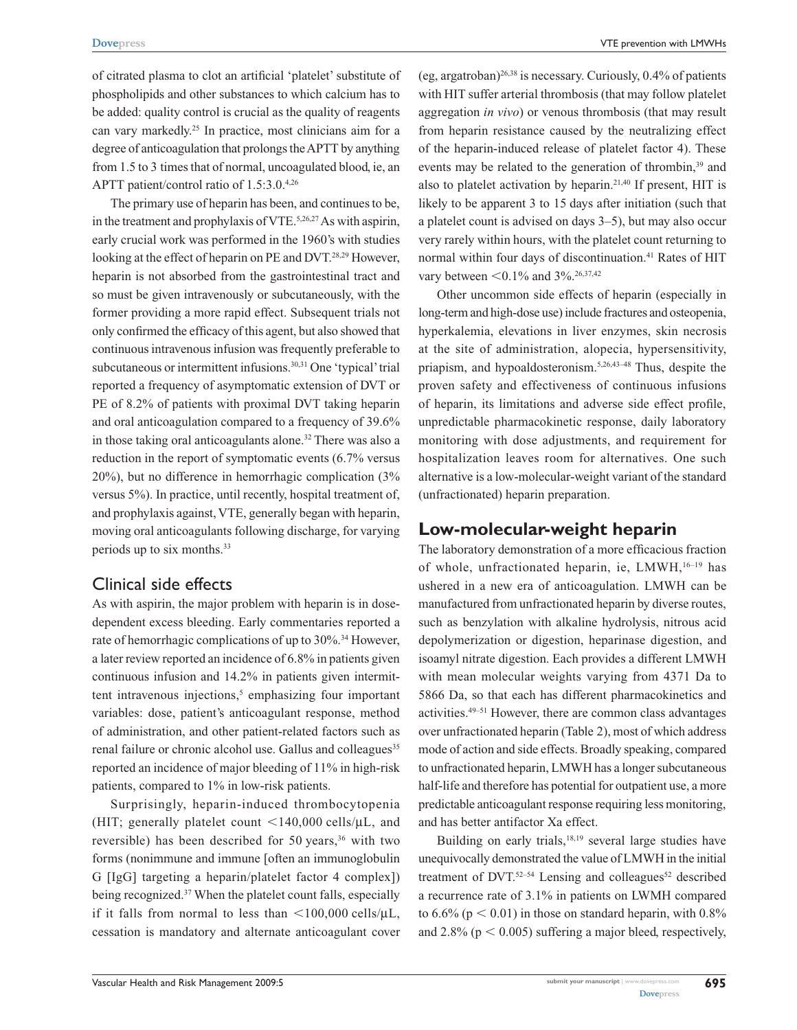of citrated plasma to clot an artificial 'platelet' substitute of phospholipids and other substances to which calcium has to be added: quality control is crucial as the quality of reagents can vary markedly.[25] In practice, most clinicians aim for a degree of anticoagulation that prolongs the APTT by anything from 1.5 to 3 times that of normal, uncoagulated blood, ie, an APTT patient/control ratio of 1.5:3.0.[4,26]

The primary use of heparin has been, and continues to be, in the treatment and prophylaxis of VTE.[5,26,27] As with aspirin, early crucial work was performed in the 1960's with studies looking at the effect of heparin on PE and DVT.[28,29] However, heparin is not absorbed from the gastrointestinal tract and so must be given intravenously or subcutaneously, with the former providing a more rapid effect. Subsequent trials not only confirmed the efficacy of this agent, but also showed that continuous intravenous infusion was frequently preferable to subcutaneous or intermittent infusions.[30,31] One 'typical' trial reported a frequency of asymptomatic extension of DVT or PE of 8.2% of patients with proximal DVT taking heparin and oral anticoagulation compared to a frequency of 39.6% in those taking oral anticoagulants alone.[32] There was also a reduction in the report of symptomatic events (6.7% versus 20%), but no difference in hemorrhagic complication (3% versus 5%). In practice, until recently, hospital treatment of, and prophylaxis against, VTE, generally began with heparin, moving oral anticoagulants following discharge, for varying periods up to six months.[33]

## Clinical side effects

As with aspirin, the major problem with heparin is in dose-dependent excess bleeding. Early commentaries reported a rate of hemorrhagic complications of up to 30%.[34] However, a later review reported an incidence of 6.8% in patients given continuous infusion and 14.2% in patients given intermittent intravenous injections,[5] emphasizing four important variables: dose, patient's anticoagulant response, method of administration, and other patient-related factors such as renal failure or chronic alcohol use. Gallus and colleagues[35] reported an incidence of major bleeding of 11% in high-risk patients, compared to 1% in low-risk patients.

Surprisingly, heparin-induced thrombocytopenia (HIT; generally platelet count <140,000 cells/μL, and reversible) has been described for 50 years,[36] with two forms (nonimmune and immune [often an immunoglobulin G [IgG] targeting a heparin/platelet factor 4 complex]) being recognized.[37] When the platelet count falls, especially if it falls from normal to less than <100,000 cells/μL, cessation is mandatory and alternate anticoagulant cover (eg, argatroban)[26,38] is necessary. Curiously, 0.4% of patients with HIT suffer arterial thrombosis (that may follow platelet aggregation *in vivo*) or venous thrombosis (that may result from heparin resistance caused by the neutralizing effect of the heparin-induced release of platelet factor 4). These events may be related to the generation of thrombin,[39] and also to platelet activation by heparin.[21,40] If present, HIT is likely to be apparent 3 to 15 days after initiation (such that a platelet count is advised on days 3–5), but may also occur very rarely within hours, with the platelet count returning to normal within four days of discontinuation.[41] Rates of HIT vary between <0.1% and 3%.[26,37,42]

Other uncommon side effects of heparin (especially in long-term and high-dose use) include fractures and osteopenia, hyperkalemia, elevations in liver enzymes, skin necrosis at the site of administration, alopecia, hypersensitivity, priapism, and hypoaldosteronism.[5,26,43–48] Thus, despite the proven safety and effectiveness of continuous infusions of heparin, its limitations and adverse side effect profile, unpredictable pharmacokinetic response, daily laboratory monitoring with dose adjustments, and requirement for hospitalization leaves room for alternatives. One such alternative is a low-molecular-weight variant of the standard (unfractionated) heparin preparation.

# Low-molecular-weight heparin

The laboratory demonstration of a more efficacious fraction of whole, unfractionated heparin, ie, LMWH,[16–19] has ushered in a new era of anticoagulation. LMWH can be manufactured from unfractionated heparin by diverse routes, such as benzylation with alkaline hydrolysis, nitrous acid depolymerization or digestion, heparinase digestion, and isoamyl nitrate digestion. Each provides a different LMWH with mean molecular weights varying from 4371 Da to 5866 Da, so that each has different pharmacokinetics and activities.[49–51] However, there are common class advantages over unfractionated heparin (Table 2), most of which address mode of action and side effects. Broadly speaking, compared to unfractionated heparin, LMWH has a longer subcutaneous half-life and therefore has potential for outpatient use, a more predictable anticoagulant response requiring less monitoring, and has better antifactor Xa effect.

Building on early trials,[18,19] several large studies have unequivocally demonstrated the value of LMWH in the initial treatment of DVT.[52–54] Lensing and colleagues[52] described a recurrence rate of 3.1% in patients on LWMH compared to 6.6% ($p < 0.01$) in those on standard heparin, with 0.8% and 2.8% ($p < 0.005$) suffering a major bleed, respectively,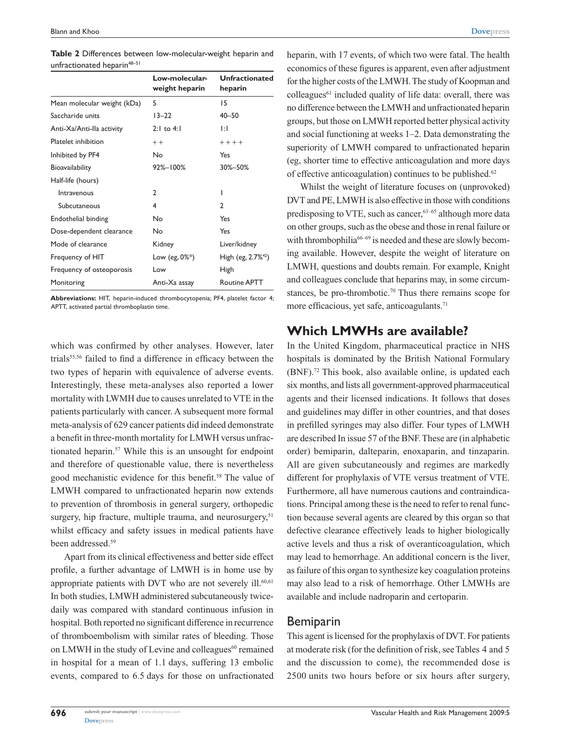**Table 2** Differences between low-molecular-weight heparin and unfractionated heparin[48–51]

| | Low-molecular-weight heparin | Unfractionated heparin |
|---|---|---|
| Mean molecular weight (kDa) | 5 | 15 |
| Saccharide units | 13–22 | 40–50 |
| Anti-Xa/Anti-IIa activity | 2:1 to 4:1 | 1:1 |
| Platelet inhibition | ++ | ++++ |
| Inhibited by PF4 | No | Yes |
| Bioavailability | 92%–100% | 30%–50% |
| Half-life (hours) | | |
| Intravenous | 2 | 1 |
| Subcutaneous | 4 | 2 |
| Endothelial binding | No | Yes |
| Dose-dependent clearance | No | Yes |
| Mode of clearance | Kidney | Liver/kidney |
| Frequency of HIT | Low (eg, 0%*) | High (eg, 2.7%[42]) |
| Frequency of osteoporosis | Low | High |
| Monitoring | Anti-Xa assay | Routine APTT |

**Abbreviations:** HIT, heparin-induced thrombocytopenia; PF4, platelet factor 4; APTT, activated partial thromboplastin time.

which was confirmed by other analyses. However, later trials[55,56] failed to find a difference in efficacy between the two types of heparin with equivalence of adverse events. Interestingly, these meta-analyses also reported a lower mortality with LWMH due to causes unrelated to VTE in the patients particularly with cancer. A subsequent more formal meta-analysis of 629 cancer patients did indeed demonstrate a benefit in three-month mortality for LMWH versus unfractionated heparin.[57] While this is an unsought for endpoint and therefore of questionable value, there is nevertheless good mechanistic evidence for this benefit.[58] The value of LMWH compared to unfractionated heparin now extends to prevention of thrombosis in general surgery, orthopedic surgery, hip fracture, multiple trauma, and neurosurgery,[51] whilst efficacy and safety issues in medical patients have been addressed.[59]

Apart from its clinical effectiveness and better side effect profile, a further advantage of LMWH is in home use by appropriate patients with DVT who are not severely ill.[60,61] In both studies, LMWH administered subcutaneously twice-daily was compared with standard continuous infusion in hospital. Both reported no significant difference in recurrence of thromboembolism with similar rates of bleeding. Those on LMWH in the study of Levine and colleagues[60] remained in hospital for a mean of 1.1 days, suffering 13 embolic events, compared to 6.5 days for those on unfractionated heparin, with 17 events, of which two were fatal. The health economics of these figures is apparent, even after adjustment for the higher costs of the LMWH. The study of Koopman and colleagues[61] included quality of life data: overall, there was no difference between the LMWH and unfractionated heparin groups, but those on LMWH reported better physical activity and social functioning at weeks 1–2. Data demonstrating the superiority of LMWH compared to unfractionated heparin (eg, shorter time to effective anticoagulation and more days of effective anticoagulation) continues to be published.[62]

Whilst the weight of literature focuses on (unprovoked) DVT and PE, LMWH is also effective in those with conditions predisposing to VTE, such as cancer,[63–65] although more data on other groups, such as the obese and those in renal failure or with thrombophilia[66–69] is needed and these are slowly becoming available. However, despite the weight of literature on LMWH, questions and doubts remain. For example, Knight and colleagues conclude that heparins may, in some circumstances, be pro-thrombotic.[70] Thus there remains scope for more efficacious, yet safe, anticoagulants.[71]

## Which LMWHs are available?

In the United Kingdom, pharmaceutical practice in NHS hospitals is dominated by the British National Formulary (BNF).[72] This book, also available online, is updated each six months, and lists all government-approved pharmaceutical agents and their licensed indications. It follows that doses and guidelines may differ in other countries, and that doses in prefilled syringes may also differ. Four types of LMWH are described In issue 57 of the BNF. These are (in alphabetic order) bemiparin, dalteparin, enoxaparin, and tinzaparin. All are given subcutaneously and regimes are markedly different for prophylaxis of VTE versus treatment of VTE. Furthermore, all have numerous cautions and contraindications. Principal among these is the need to refer to renal function because several agents are cleared by this organ so that defective clearance effectively leads to higher biologically active levels and thus a risk of overanticoagulation, which may lead to hemorrhage. An additional concern is the liver, as failure of this organ to synthesize key coagulation proteins may also lead to a risk of hemorrhage. Other LMWHs are available and include nadroparin and certoparin.

### Bemiparin

This agent is licensed for the prophylaxis of DVT. For patients at moderate risk (for the definition of risk, see Tables 4 and 5 and the discussion to come), the recommended dose is 2500 units two hours before or six hours after surgery,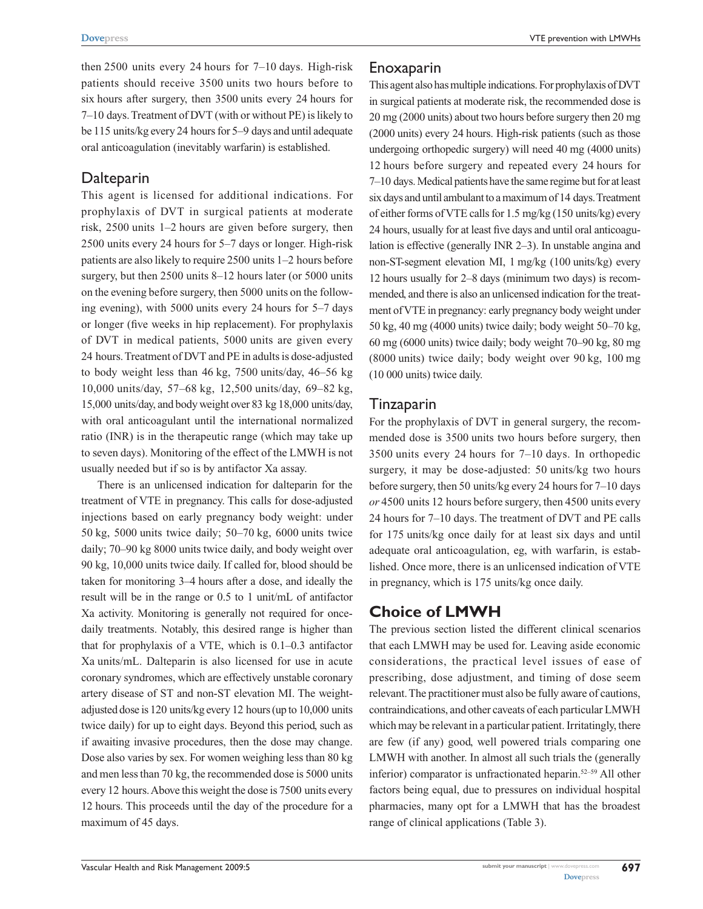then 2500 units every 24 hours for 7–10 days. High-risk patients should receive 3500 units two hours before to six hours after surgery, then 3500 units every 24 hours for 7–10 days. Treatment of DVT (with or without PE) is likely to be 115 units/kg every 24 hours for 5–9 days and until adequate oral anticoagulation (inevitably warfarin) is established.

## Dalteparin

This agent is licensed for additional indications. For prophylaxis of DVT in surgical patients at moderate risk, 2500 units 1–2 hours are given before surgery, then 2500 units every 24 hours for 5–7 days or longer. High-risk patients are also likely to require 2500 units 1–2 hours before surgery, but then 2500 units 8–12 hours later (or 5000 units on the evening before surgery, then 5000 units on the following evening), with 5000 units every 24 hours for 5–7 days or longer (five weeks in hip replacement). For prophylaxis of DVT in medical patients, 5000 units are given every 24 hours. Treatment of DVT and PE in adults is dose-adjusted to body weight less than 46 kg, 7500 units/day, 46–56 kg 10,000 units/day, 57–68 kg, 12,500 units/day, 69–82 kg, 15,000 units/day, and body weight over 83 kg 18,000 units/day, with oral anticoagulant until the international normalized ratio (INR) is in the therapeutic range (which may take up to seven days). Monitoring of the effect of the LMWH is not usually needed but if so is by antifactor Xa assay.

There is an unlicensed indication for dalteparin for the treatment of VTE in pregnancy. This calls for dose-adjusted injections based on early pregnancy body weight: under 50 kg, 5000 units twice daily; 50–70 kg, 6000 units twice daily; 70–90 kg 8000 units twice daily, and body weight over 90 kg, 10,000 units twice daily. If called for, blood should be taken for monitoring 3–4 hours after a dose, and ideally the result will be in the range or 0.5 to 1 unit/mL of antifactor Xa activity. Monitoring is generally not required for once-daily treatments. Notably, this desired range is higher than that for prophylaxis of a VTE, which is 0.1–0.3 antifactor Xa units/mL. Dalteparin is also licensed for use in acute coronary syndromes, which are effectively unstable coronary artery disease of ST and non-ST elevation MI. The weight-adjusted dose is 120 units/kg every 12 hours (up to 10,000 units twice daily) for up to eight days. Beyond this period, such as if awaiting invasive procedures, then the dose may change. Dose also varies by sex. For women weighing less than 80 kg and men less than 70 kg, the recommended dose is 5000 units every 12 hours. Above this weight the dose is 7500 units every 12 hours. This proceeds until the day of the procedure for a maximum of 45 days.

## Enoxaparin

This agent also has multiple indications. For prophylaxis of DVT in surgical patients at moderate risk, the recommended dose is 20 mg (2000 units) about two hours before surgery then 20 mg (2000 units) every 24 hours. High-risk patients (such as those undergoing orthopedic surgery) will need 40 mg (4000 units) 12 hours before surgery and repeated every 24 hours for 7–10 days. Medical patients have the same regime but for at least six days and until ambulant to a maximum of 14 days. Treatment of either forms of VTE calls for 1.5 mg/kg (150 units/kg) every 24 hours, usually for at least five days and until oral anticoagulation is effective (generally INR 2–3). In unstable angina and non-ST-segment elevation MI, 1 mg/kg (100 units/kg) every 12 hours usually for 2–8 days (minimum two days) is recommended, and there is also an unlicensed indication for the treatment of VTE in pregnancy: early pregnancy body weight under 50 kg, 40 mg (4000 units) twice daily; body weight 50–70 kg, 60 mg (6000 units) twice daily; body weight 70–90 kg, 80 mg (8000 units) twice daily; body weight over 90 kg, 100 mg (10 000 units) twice daily.

## Tinzaparin

For the prophylaxis of DVT in general surgery, the recommended dose is 3500 units two hours before surgery, then 3500 units every 24 hours for 7–10 days. In orthopedic surgery, it may be dose-adjusted: 50 units/kg two hours before surgery, then 50 units/kg every 24 hours for 7–10 days *or* 4500 units 12 hours before surgery, then 4500 units every 24 hours for 7–10 days. The treatment of DVT and PE calls for 175 units/kg once daily for at least six days and until adequate oral anticoagulation, eg, with warfarin, is established. Once more, there is an unlicensed indication of VTE in pregnancy, which is 175 units/kg once daily.

# Choice of LMWH

The previous section listed the different clinical scenarios that each LMWH may be used for. Leaving aside economic considerations, the practical level issues of ease of prescribing, dose adjustment, and timing of dose seem relevant. The practitioner must also be fully aware of cautions, contraindications, and other caveats of each particular LMWH which may be relevant in a particular patient. Irritatingly, there are few (if any) good, well powered trials comparing one LMWH with another. In almost all such trials the (generally inferior) comparator is unfractionated heparin.[52–59] All other factors being equal, due to pressures on individual hospital pharmacies, many opt for a LMWH that has the broadest range of clinical applications (Table 3).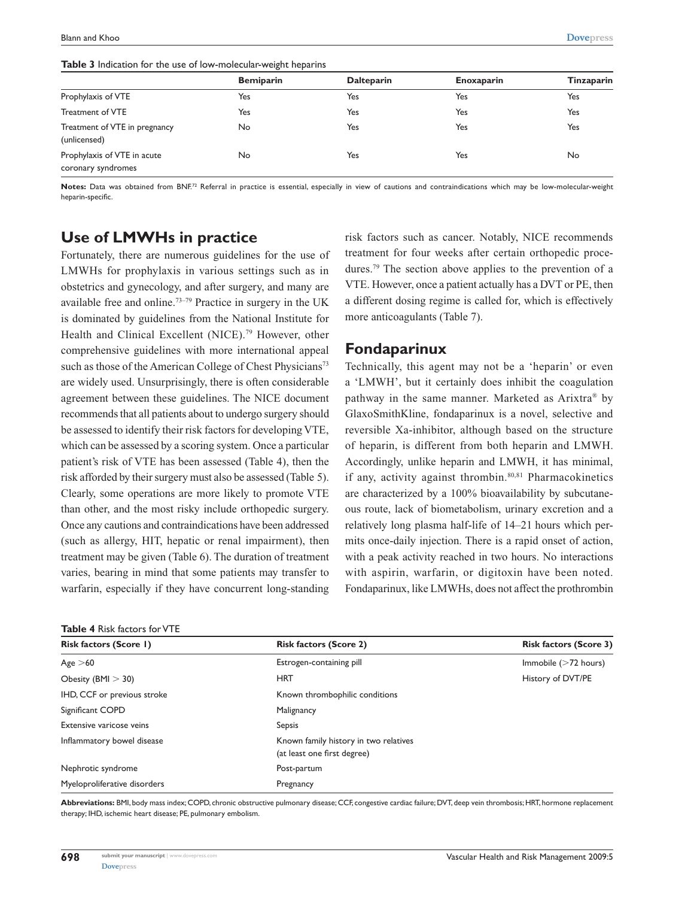**Table 3** Indication for the use of low-molecular-weight heparins

| | Bemiparin | Dalteparin | Enoxaparin | Tinzaparin |
|---|---|---|---|---|
| Prophylaxis of VTE | Yes | Yes | Yes | Yes |
| Treatment of VTE | Yes | Yes | Yes | Yes |
| Treatment of VTE in pregnancy (unlicensed) | No | Yes | Yes | Yes |
| Prophylaxis of VTE in acute coronary syndromes | No | Yes | Yes | No |

**Notes:** Data was obtained from BNF.[72] Referral in practice is essential, especially in view of cautions and contraindications which may be low-molecular-weight heparin-specific.

## Use of LMWHs in practice

Fortunately, there are numerous guidelines for the use of LMWHs for prophylaxis in various settings such as in obstetrics and gynecology, and after surgery, and many are available free and online.[73–79] Practice in surgery in the UK is dominated by guidelines from the National Institute for Health and Clinical Excellent (NICE).[79] However, other comprehensive guidelines with more international appeal such as those of the American College of Chest Physicians[73] are widely used. Unsurprisingly, there is often considerable agreement between these guidelines. The NICE document recommends that all patients about to undergo surgery should be assessed to identify their risk factors for developing VTE, which can be assessed by a scoring system. Once a particular patient's risk of VTE has been assessed (Table 4), then the risk afforded by their surgery must also be assessed (Table 5). Clearly, some operations are more likely to promote VTE than other, and the most risky include orthopedic surgery. Once any cautions and contraindications have been addressed (such as allergy, HIT, hepatic or renal impairment), then treatment may be given (Table 6). The duration of treatment varies, bearing in mind that some patients may transfer to warfarin, especially if they have concurrent long-standing risk factors such as cancer. Notably, NICE recommends treatment for four weeks after certain orthopedic procedures.[79] The section above applies to the prevention of a VTE. However, once a patient actually has a DVT or PE, then a different dosing regime is called for, which is effectively more anticoagulants (Table 7).

## Fondaparinux

Technically, this agent may not be a 'heparin' or even a 'LMWH', but it certainly does inhibit the coagulation pathway in the same manner. Marketed as Arixtra® by GlaxoSmithKline, fondaparinux is a novel, selective and reversible Xa-inhibitor, although based on the structure of heparin, is different from both heparin and LMWH. Accordingly, unlike heparin and LMWH, it has minimal, if any, activity against thrombin.[80,81] Pharmacokinetics are characterized by a 100% bioavailability by subcutaneous route, lack of biometabolism, urinary excretion and a relatively long plasma half-life of 14–21 hours which permits once-daily injection. There is a rapid onset of action, with a peak activity reached in two hours. No interactions with aspirin, warfarin, or digitoxin have been noted. Fondaparinux, like LMWHs, does not affect the prothrombin

**Table 4** Risk factors for VTE

| Risk factors (Score 1) | Risk factors (Score 2) | Risk factors (Score 3) |
|---|---|---|
| Age >60 | Estrogen-containing pill | Immobile (>72 hours) |
| Obesity (BMI > 30) | HRT | History of DVT/PE |
| IHD, CCF or previous stroke | Known thrombophilic conditions | |
| Significant COPD | Malignancy | |
| Extensive varicose veins | Sepsis | |
| Inflammatory bowel disease | Known family history in two relatives (at least one first degree) | |
| Nephrotic syndrome | Post-partum | |
| Myeloproliferative disorders | Pregnancy | |

**Abbreviations:** BMI, body mass index; COPD, chronic obstructive pulmonary disease; CCF, congestive cardiac failure; DVT, deep vein thrombosis; HRT, hormone replacement therapy; IHD, ischemic heart disease; PE, pulmonary embolism.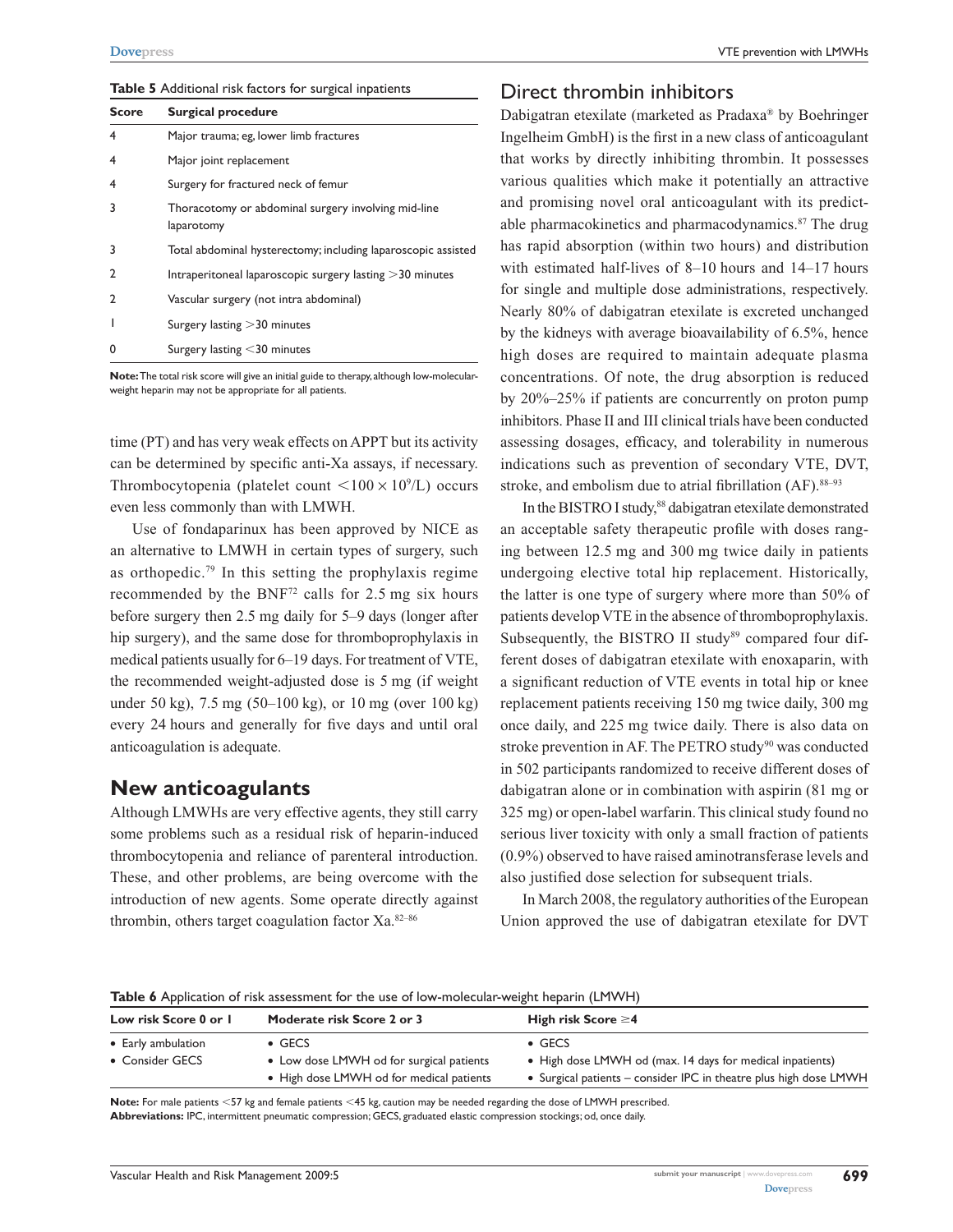**Table 5** Additional risk factors for surgical inpatients

| Score | Surgical procedure |
|---|---|
| 4 | Major trauma; eg, lower limb fractures |
| 4 | Major joint replacement |
| 4 | Surgery for fractured neck of femur |
| 3 | Thoracotomy or abdominal surgery involving mid-line laparotomy |
| 3 | Total abdominal hysterectomy; including laparoscopic assisted |
| 2 | Intraperitoneal laparoscopic surgery lasting >30 minutes |
| 2 | Vascular surgery (not intra abdominal) |
| 1 | Surgery lasting >30 minutes |
| 0 | Surgery lasting <30 minutes |

**Note:** The total risk score will give an initial guide to therapy, although low-molecular-weight heparin may not be appropriate for all patients.

time (PT) and has very weak effects on APPT but its activity can be determined by specific anti-Xa assays, if necessary. Thrombocytopenia (platelet count $<100 \times 10^9$/L) occurs even less commonly than with LMWH.

Use of fondaparinux has been approved by NICE as an alternative to LMWH in certain types of surgery, such as orthopedic.[79] In this setting the prophylaxis regime recommended by the BNF[72] calls for 2.5 mg six hours before surgery then 2.5 mg daily for 5–9 days (longer after hip surgery), and the same dose for thromboprophylaxis in medical patients usually for 6–19 days. For treatment of VTE, the recommended weight-adjusted dose is 5 mg (if weight under 50 kg), 7.5 mg (50–100 kg), or 10 mg (over 100 kg) every 24 hours and generally for five days and until oral anticoagulation is adequate.

## New anticoagulants

Although LMWHs are very effective agents, they still carry some problems such as a residual risk of heparin-induced thrombocytopenia and reliance of parenteral introduction. These, and other problems, are being overcome with the introduction of new agents. Some operate directly against thrombin, others target coagulation factor Xa.[82–86]

### Direct thrombin inhibitors

Dabigatran etexilate (marketed as Pradaxa® by Boehringer Ingelheim GmbH) is the first in a new class of anticoagulant that works by directly inhibiting thrombin. It possesses various qualities which make it potentially an attractive and promising novel oral anticoagulant with its predictable pharmacokinetics and pharmacodynamics.[87] The drug has rapid absorption (within two hours) and distribution with estimated half-lives of 8–10 hours and 14–17 hours for single and multiple dose administrations, respectively. Nearly 80% of dabigatran etexilate is excreted unchanged by the kidneys with average bioavailability of 6.5%, hence high doses are required to maintain adequate plasma concentrations. Of note, the drug absorption is reduced by 20%–25% if patients are concurrently on proton pump inhibitors. Phase II and III clinical trials have been conducted assessing dosages, efficacy, and tolerability in numerous indications such as prevention of secondary VTE, DVT, stroke, and embolism due to atrial fibrillation (AF).[88–93]

In the BISTRO I study,[88] dabigatran etexilate demonstrated an acceptable safety therapeutic profile with doses ranging between 12.5 mg and 300 mg twice daily in patients undergoing elective total hip replacement. Historically, the latter is one type of surgery where more than 50% of patients develop VTE in the absence of thromboprophylaxis. Subsequently, the BISTRO II study[89] compared four different doses of dabigatran etexilate with enoxaparin, with a significant reduction of VTE events in total hip or knee replacement patients receiving 150 mg twice daily, 300 mg once daily, and 225 mg twice daily. There is also data on stroke prevention in AF. The PETRO study[90] was conducted in 502 participants randomized to receive different doses of dabigatran alone or in combination with aspirin (81 mg or 325 mg) or open-label warfarin. This clinical study found no serious liver toxicity with only a small fraction of patients (0.9%) observed to have raised aminotransferase levels and also justified dose selection for subsequent trials.

In March 2008, the regulatory authorities of the European Union approved the use of dabigatran etexilate for DVT

**Table 6** Application of risk assessment for the use of low-molecular-weight heparin (LMWH)

| Low risk Score 0 or 1 | Moderate risk Score 2 or 3 | High risk Score ≥4 |
|---|---|---|
| • Early ambulation | • GECS | • GECS |
| • Consider GECS | • Low dose LMWH od for surgical patients | • High dose LMWH od (max. 14 days for medical inpatients) |
| | • High dose LMWH od for medical patients | • Surgical patients – consider IPC in theatre plus high dose LMWH |

**Note:** For male patients <57 kg and female patients <45 kg, caution may be needed regarding the dose of LMWH prescribed.
**Abbreviations:** IPC, intermittent pneumatic compression; GECS, graduated elastic compression stockings; od, once daily.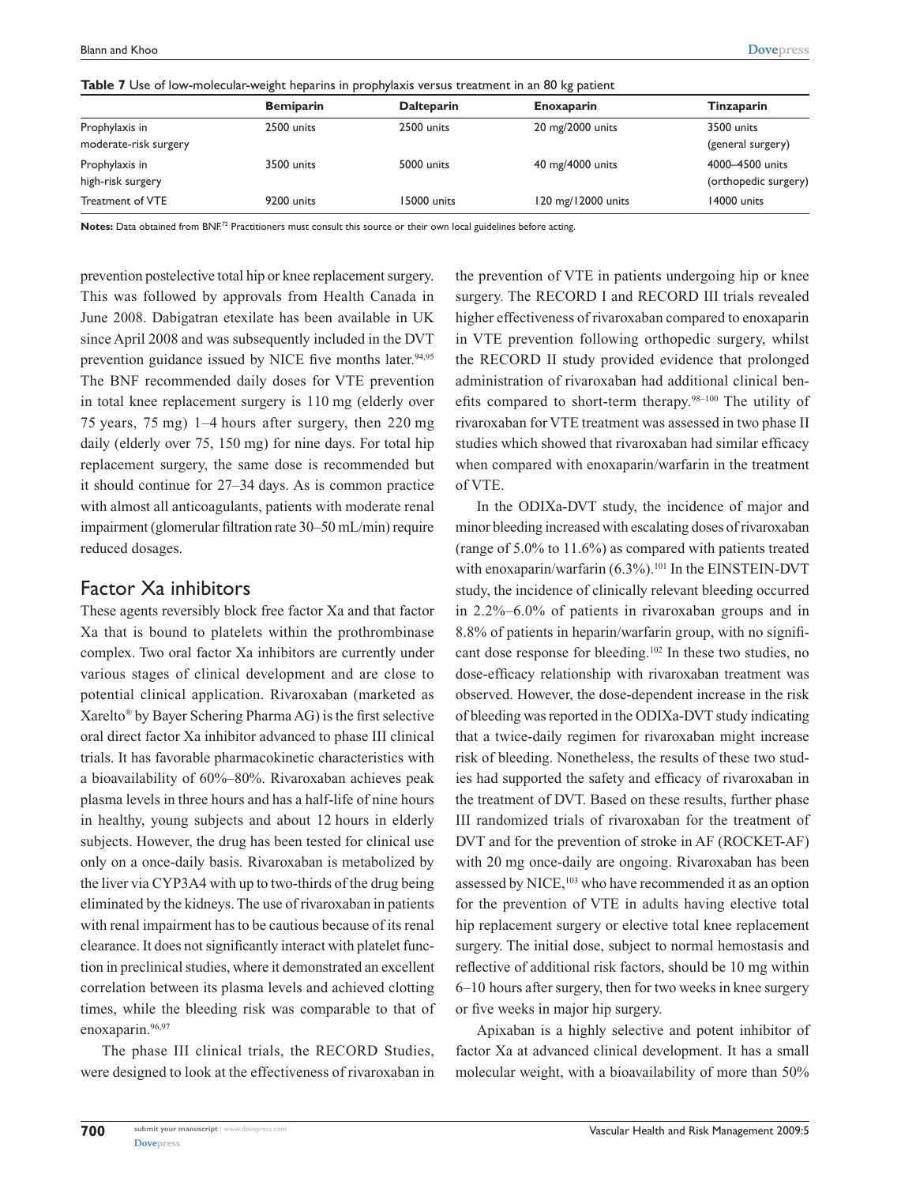**Table 7** Use of low-molecular-weight heparins in prophylaxis versus treatment in an 80 kg patient

| | Bemiparin | Dalteparin | Enoxaparin | Tinzaparin |
|---|---|---|---|---|
| Prophylaxis in moderate-risk surgery | 2500 units | 2500 units | 20 mg/2000 units | 3500 units (general surgery) |
| Prophylaxis in high-risk surgery | 3500 units | 5000 units | 40 mg/4000 units | 4000–4500 units (orthopedic surgery) |
| Treatment of VTE | 9200 units | 15000 units | 120 mg/12000 units | 14000 units |

**Notes:** Data obtained from BNF.[72] Practitioners must consult this source or their own local guidelines before acting.

prevention postelective total hip or knee replacement surgery. This was followed by approvals from Health Canada in June 2008. Dabigatran etexilate has been available in UK since April 2008 and was subsequently included in the DVT prevention guidance issued by NICE five months later.[94,95] The BNF recommended daily doses for VTE prevention in total knee replacement surgery is 110 mg (elderly over 75 years, 75 mg) 1–4 hours after surgery, then 220 mg daily (elderly over 75, 150 mg) for nine days. For total hip replacement surgery, the same dose is recommended but it should continue for 27–34 days. As is common practice with almost all anticoagulants, patients with moderate renal impairment (glomerular filtration rate 30–50 mL/min) require reduced dosages.

## Factor Xa inhibitors

These agents reversibly block free factor Xa and that factor Xa that is bound to platelets within the prothrombinase complex. Two oral factor Xa inhibitors are currently under various stages of clinical development and are close to potential clinical application. Rivaroxaban (marketed as Xarelto® by Bayer Schering Pharma AG) is the first selective oral direct factor Xa inhibitor advanced to phase III clinical trials. It has favorable pharmacokinetic characteristics with a bioavailability of 60%–80%. Rivaroxaban achieves peak plasma levels in three hours and has a half-life of nine hours in healthy, young subjects and about 12 hours in elderly subjects. However, the drug has been tested for clinical use only on a once-daily basis. Rivaroxaban is metabolized by the liver via CYP3A4 with up to two-thirds of the drug being eliminated by the kidneys. The use of rivaroxaban in patients with renal impairment has to be cautious because of its renal clearance. It does not significantly interact with platelet function in preclinical studies, where it demonstrated an excellent correlation between its plasma levels and achieved clotting times, while the bleeding risk was comparable to that of enoxaparin.[96,97]

The phase III clinical trials, the RECORD Studies, were designed to look at the effectiveness of rivaroxaban in the prevention of VTE in patients undergoing hip or knee surgery. The RECORD I and RECORD III trials revealed higher effectiveness of rivaroxaban compared to enoxaparin in VTE prevention following orthopedic surgery, whilst the RECORD II study provided evidence that prolonged administration of rivaroxaban had additional clinical benefits compared to short-term therapy.[98–100] The utility of rivaroxaban for VTE treatment was assessed in two phase II studies which showed that rivaroxaban had similar efficacy when compared with enoxaparin/warfarin in the treatment of VTE.

In the ODIXa-DVT study, the incidence of major and minor bleeding increased with escalating doses of rivaroxaban (range of 5.0% to 11.6%) as compared with patients treated with enoxaparin/warfarin (6.3%).[101] In the EINSTEIN-DVT study, the incidence of clinically relevant bleeding occurred in 2.2%–6.0% of patients in rivaroxaban groups and in 8.8% of patients in heparin/warfarin group, with no significant dose response for bleeding.[102] In these two studies, no dose-efficacy relationship with rivaroxaban treatment was observed. However, the dose-dependent increase in the risk of bleeding was reported in the ODIXa-DVT study indicating that a twice-daily regimen for rivaroxaban might increase risk of bleeding. Nonetheless, the results of these two studies had supported the safety and efficacy of rivaroxaban in the treatment of DVT. Based on these results, further phase III randomized trials of rivaroxaban for the treatment of DVT and for the prevention of stroke in AF (ROCKET-AF) with 20 mg once-daily are ongoing. Rivaroxaban has been assessed by NICE,[103] who have recommended it as an option for the prevention of VTE in adults having elective total hip replacement surgery or elective total knee replacement surgery. The initial dose, subject to normal hemostasis and reflective of additional risk factors, should be 10 mg within 6–10 hours after surgery, then for two weeks in knee surgery or five weeks in major hip surgery.

Apixaban is a highly selective and potent inhibitor of factor Xa at advanced clinical development. It has a small molecular weight, with a bioavailability of more than 50%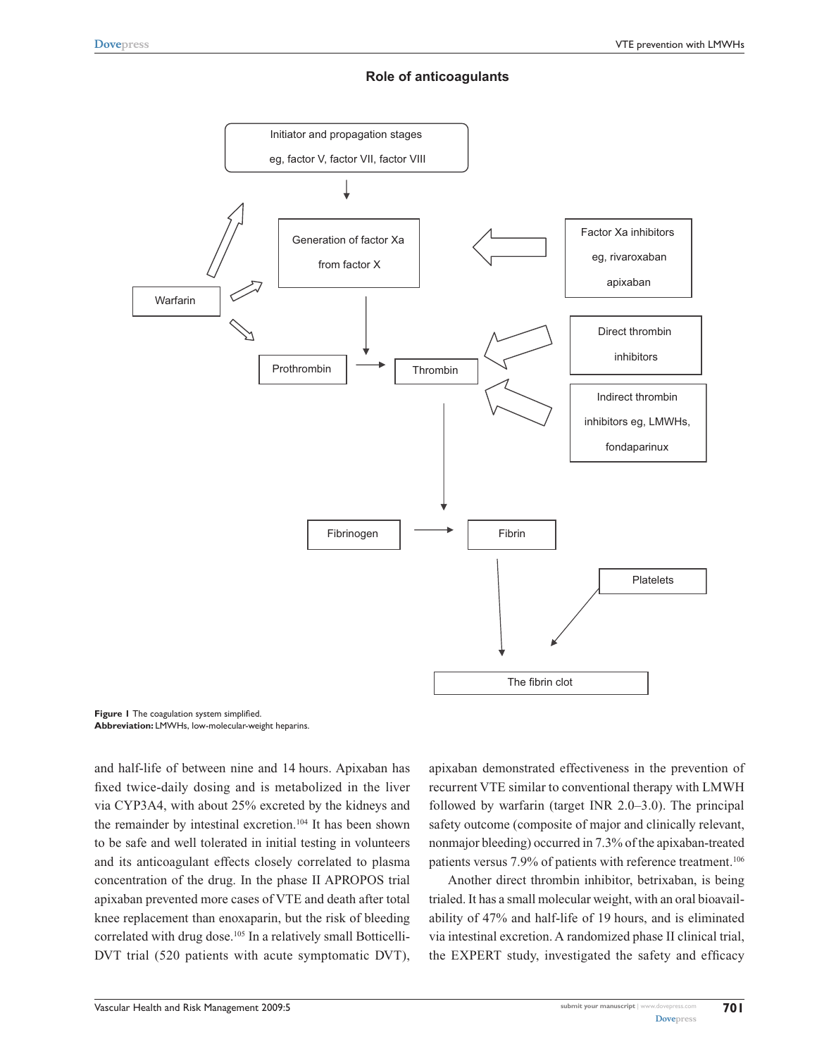**Role of anticoagulants**

Initiator and propagation stages eg, factor V, factor VII, factor VIII

Generation of factor Xa from factor X

Factor Xa inhibitors eg, rivaroxaban apixaban

Warfarin

Prothrombin

Thrombin

Direct thrombin inhibitors

Indirect thrombin inhibitors eg, LMWHs, fondaparinux

Fibrinogen

Fibrin

Platelets

The fibrin clot

**Figure 1** The coagulation system simplified.
**Abbreviation:** LMWHs, low-molecular-weight heparins.

and half-life of between nine and 14 hours. Apixaban has fixed twice-daily dosing and is metabolized in the liver via CYP3A4, with about 25% excreted by the kidneys and the remainder by intestinal excretion.[104] It has been shown to be safe and well tolerated in initial testing in volunteers and its anticoagulant effects closely correlated to plasma concentration of the drug. In the phase II APROPOS trial apixaban prevented more cases of VTE and death after total knee replacement than enoxaparin, but the risk of bleeding correlated with drug dose.[105] In a relatively small Botticelli-DVT trial (520 patients with acute symptomatic DVT), apixaban demonstrated effectiveness in the prevention of recurrent VTE similar to conventional therapy with LMWH followed by warfarin (target INR 2.0–3.0). The principal safety outcome (composite of major and clinically relevant, nonmajor bleeding) occurred in 7.3% of the apixaban-treated patients versus 7.9% of patients with reference treatment.[106]

Another direct thrombin inhibitor, betrixaban, is being trialed. It has a small molecular weight, with an oral bioavailability of 47% and half-life of 19 hours, and is eliminated via intestinal excretion. A randomized phase II clinical trial, the EXPERT study, investigated the safety and efficacy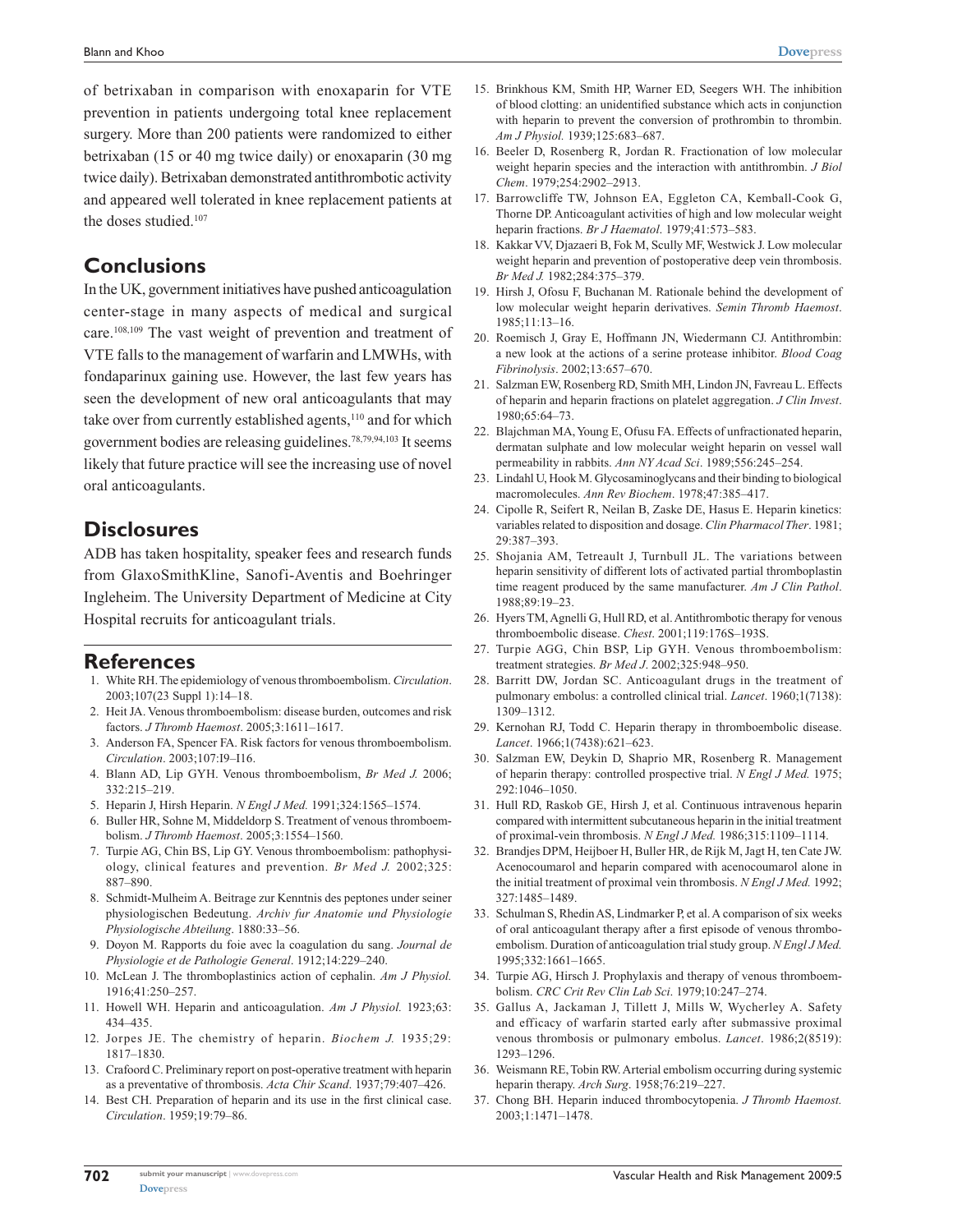of betrixaban in comparison with enoxaparin for VTE prevention in patients undergoing total knee replacement surgery. More than 200 patients were randomized to either betrixaban (15 or 40 mg twice daily) or enoxaparin (30 mg twice daily). Betrixaban demonstrated antithrombotic activity and appeared well tolerated in knee replacement patients at the doses studied.[107]

## Conclusions

In the UK, government initiatives have pushed anticoagulation center-stage in many aspects of medical and surgical care.[108,109] The vast weight of prevention and treatment of VTE falls to the management of warfarin and LMWHs, with fondaparinux gaining use. However, the last few years has seen the development of new oral anticoagulants that may take over from currently established agents,[110] and for which government bodies are releasing guidelines.[78,79,94,103] It seems likely that future practice will see the increasing use of novel oral anticoagulants.

## Disclosures

ADB has taken hospitality, speaker fees and research funds from GlaxoSmithKline, Sanofi-Aventis and Boehringer Ingleheim. The University Department of Medicine at City Hospital recruits for anticoagulant trials.

## References

1. White RH. The epidemiology of venous thromboembolism. *Circulation*. 2003;107(23 Suppl 1):14–18.
2. Heit JA. Venous thromboembolism: disease burden, outcomes and risk factors. *J Thromb Haemost*. 2005;3:1611–1617.
3. Anderson FA, Spencer FA. Risk factors for venous thromboembolism. *Circulation*. 2003;107:I9–I16.
4. Blann AD, Lip GYH. Venous thromboembolism, *Br Med J.* 2006; 332:215–219.
5. Heparin J, Hirsh Heparin. *N Engl J Med.* 1991;324:1565–1574.
6. Buller HR, Sohne M, Middeldorp S. Treatment of venous thromboembolism. *J Thromb Haemost*. 2005;3:1554–1560.
7. Turpie AG, Chin BS, Lip GY. Venous thromboembolism: pathophysiology, clinical features and prevention. *Br Med J.* 2002;325: 887–890.
8. Schmidt-Mulheim A. Beitrage zur Kenntnis des peptones under seiner physiologischen Bedeutung. *Archiv fur Anatomie und Physiologie Physiologische Abteilung*. 1880:33–56.
9. Doyon M. Rapports du foie avec la coagulation du sang. *Journal de Physiologie et de Pathologie General*. 1912;14:229–240.
10. McLean J. The thromboplastinics action of cephalin. *Am J Physiol.* 1916;41:250–257.
11. Howell WH. Heparin and anticoagulation. *Am J Physiol.* 1923;63: 434–435.
12. Jorpes JE. The chemistry of heparin. *Biochem J.* 1935;29: 1817–1830.
13. Crafoord C. Preliminary report on post-operative treatment with heparin as a preventative of thrombosis. *Acta Chir Scand*. 1937;79:407–426.
14. Best CH. Preparation of heparin and its use in the first clinical case. *Circulation*. 1959;19:79–86.
15. Brinkhous KM, Smith HP, Warner ED, Seegers WH. The inhibition of blood clotting: an unidentified substance which acts in conjunction with heparin to prevent the conversion of prothrombin to thrombin. *Am J Physiol*. 1939;125:683–687.
16. Beeler D, Rosenberg R, Jordan R. Fractionation of low molecular weight heparin species and the interaction with antithrombin. *J Biol Chem*. 1979;254:2902–2913.
17. Barrowcliffe TW, Johnson EA, Eggleton CA, Kemball-Cook G, Thorne DP. Anticoagulant activities of high and low molecular weight heparin fractions. *Br J Haematol*. 1979;41:573–583.
18. Kakkar VV, Djazaeri B, Fok M, Scully MF, Westwick J. Low molecular weight heparin and prevention of postoperative deep vein thrombosis. *Br Med J.* 1982;284:375–379.
19. Hirsh J, Ofosu F, Buchanan M. Rationale behind the development of low molecular weight heparin derivatives. *Semin Thromb Haemost*. 1985;11:13–16.
20. Roemisch J, Gray E, Hoffmann JN, Wiedermann CJ. Antithrombin: a new look at the actions of a serine protease inhibitor. *Blood Coag Fibrinolysis*. 2002;13:657–670.
21. Salzman EW, Rosenberg RD, Smith MH, Lindon JN, Favreau L. Effects of heparin and heparin fractions on platelet aggregation. *J Clin Invest*. 1980;65:64–73.
22. Blajchman MA, Young E, Ofusu FA. Effects of unfractionated heparin, dermatan sulphate and low molecular weight heparin on vessel wall permeability in rabbits. *Ann NY Acad Sci*. 1989;556:245–254.
23. Lindahl U, Hook M. Glycosaminoglycans and their binding to biological macromolecules. *Ann Rev Biochem*. 1978;47:385–417.
24. Cipolle R, Seifert R, Neilan B, Zaske DE, Hasus E. Heparin kinetics: variables related to disposition and dosage. *Clin Pharmacol Ther*. 1981; 29:387–393.
25. Shojania AM, Tetreault J, Turnbull JL. The variations between heparin sensitivity of different lots of activated partial thromboplastin time reagent produced by the same manufacturer. *Am J Clin Pathol*. 1988;89:19–23.
26. Hyers TM, Agnelli G, Hull RD, et al. Antithrombotic therapy for venous thromboembolic disease. *Chest*. 2001;119:176S–193S.
27. Turpie AGG, Chin BSP, Lip GYH. Venous thromboembolism: treatment strategies. *Br Med J*. 2002;325:948–950.
28. Barritt DW, Jordan SC. Anticoagulant drugs in the treatment of pulmonary embolus: a controlled clinical trial. *Lancet*. 1960;1(7138): 1309–1312.
29. Kernohan RJ, Todd C. Heparin therapy in thromboembolic disease. *Lancet*. 1966;1(7438):621–623.
30. Salzman EW, Deykin D, Shaprio MR, Rosenberg R. Management of heparin therapy: controlled prospective trial. *N Engl J Med.* 1975; 292:1046–1050.
31. Hull RD, Raskob GE, Hirsh J, et al. Continuous intravenous heparin compared with intermittent subcutaneous heparin in the initial treatment of proximal-vein thrombosis. *N Engl J Med.* 1986;315:1109–1114.
32. Brandjes DPM, Heijboer H, Buller HR, de Rijk M, Jagt H, ten Cate JW. Acenocoumarol and heparin compared with acenocoumarol alone in the initial treatment of proximal vein thrombosis. *N Engl J Med.* 1992; 327:1485–1489.
33. Schulman S, Rhedin AS, Lindmarker P, et al. A comparison of six weeks of oral anticoagulant therapy after a first episode of venous thromboembolism. Duration of anticoagulation trial study group. *N Engl J Med.* 1995;332:1661–1665.
34. Turpie AG, Hirsch J. Prophylaxis and therapy of venous thromboembolism. *CRC Crit Rev Clin Lab Sci*. 1979;10:247–274.
35. Gallus A, Jackaman J, Tillett J, Mills W, Wycherley A. Safety and efficacy of warfarin started early after submassive proximal venous thrombosis or pulmonary embolus. *Lancet*. 1986;2(8519): 1293–1296.
36. Weismann RE, Tobin RW. Arterial embolism occurring during systemic heparin therapy. *Arch Surg*. 1958;76:219–227.
37. Chong BH. Heparin induced thrombocytopenia. *J Thromb Haemost.* 2003;1:1471–1478.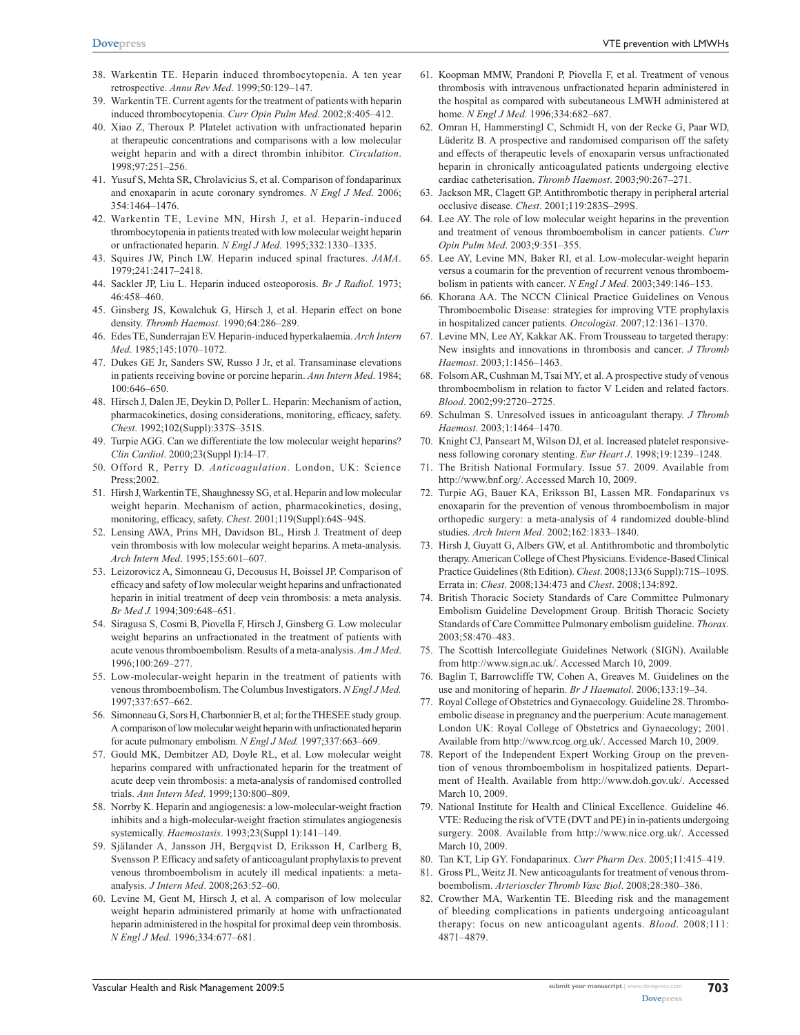38. Warkentin TE. Heparin induced thrombocytopenia. A ten year retrospective. *Annu Rev Med*. 1999;50:129–147.
39. Warkentin TE. Current agents for the treatment of patients with heparin induced thrombocytopenia. *Curr Opin Pulm Med*. 2002;8:405–412.
40. Xiao Z, Theroux P. Platelet activation with unfractionated heparin at therapeutic concentrations and comparisons with a low molecular weight heparin and with a direct thrombin inhibitor. *Circulation*. 1998;97:251–256.
41. Yusuf S, Mehta SR, Chrolavicius S, et al. Comparison of fondaparinux and enoxaparin in acute coronary syndromes. *N Engl J Med*. 2006; 354:1464–1476.
42. Warkentin TE, Levine MN, Hirsh J, et al. Heparin-induced thrombocytopenia in patients treated with low molecular weight heparin or unfractionated heparin. *N Engl J Med.* 1995;332:1330–1335.
43. Squires JW, Pinch LW. Heparin induced spinal fractures. *JAMA*. 1979;241:2417–2418.
44. Sackler JP, Liu L. Heparin induced osteoporosis. *Br J Radiol*. 1973; 46:458–460.
45. Ginsberg JS, Kowalchuk G, Hirsch J, et al. Heparin effect on bone density. *Thromb Haemost*. 1990;64:286–289.
46. Edes TE, Sunderrajan EV. Heparin-induced hyperkalaemia. *Arch Intern Med*. 1985;145:1070–1072.
47. Dukes GE Jr, Sanders SW, Russo J Jr, et al. Transaminase elevations in patients receiving bovine or porcine heparin. *Ann Intern Med*. 1984; 100:646–650.
48. Hirsch J, Dalen JE, Deykin D, Poller L. Heparin: Mechanism of action, pharmacokinetics, dosing considerations, monitoring, efficacy, safety. *Chest*. 1992;102(Suppl):337S–351S.
49. Turpie AGG. Can we differentiate the low molecular weight heparins? *Clin Cardiol*. 2000;23(Suppl I):I4–I7.
50. Offord R, Perry D. *Anticoagulation*. London, UK: Science Press;2002.
51. Hirsh J, Warkentin TE, Shaughnessy SG, et al. Heparin and low molecular weight heparin. Mechanism of action, pharmacokinetics, dosing, monitoring, efficacy, safety. *Chest*. 2001;119(Suppl):64S–94S.
52. Lensing AWA, Prins MH, Davidson BL, Hirsh J. Treatment of deep vein thrombosis with low molecular weight heparins. A meta-analysis. *Arch Intern Med*. 1995;155:601–607.
53. Leizorovicz A, Simonneau G, Decousus H, Boissel JP. Comparison of efficacy and safety of low molecular weight heparins and unfractionated heparin in initial treatment of deep vein thrombosis: a meta analysis. *Br Med J.* 1994;309:648–651.
54. Siragusa S, Cosmi B, Piovella F, Hirsch J, Ginsberg G. Low molecular weight heparins an unfractionated in the treatment of patients with acute venous thromboembolism. Results of a meta-analysis. *Am J Med*. 1996;100:269–277.
55. Low-molecular-weight heparin in the treatment of patients with venous thromboembolism. The Columbus Investigators. *N Engl J Med.* 1997;337:657–662.
56. Simonneau G, Sors H, Charbonnier B, et al; for the THESEE study group. A comparison of low molecular weight heparin with unfractionated heparin for acute pulmonary embolism. *N Engl J Med.* 1997;337:663–669.
57. Gould MK, Dembitzer AD, Doyle RL, et al. Low molecular weight heparins compared with unfractionated heparin for the treatment of acute deep vein thrombosis: a meta-analysis of randomised controlled trials. *Ann Intern Med*. 1999;130:800–809.
58. Norrby K. Heparin and angiogenesis: a low-molecular-weight fraction inhibits and a high-molecular-weight fraction stimulates angiogenesis systemically. *Haemostasis*. 1993;23(Suppl 1):141–149.
59. Själander A, Jansson JH, Bergqvist D, Eriksson H, Carlberg B, Svensson P. Efficacy and safety of anticoagulant prophylaxis to prevent venous thromboembolism in acutely ill medical inpatients: a meta-analysis. *J Intern Med*. 2008;263:52–60.
60. Levine M, Gent M, Hirsch J, et al. A comparison of low molecular weight heparin administered primarily at home with unfractionated heparin administered in the hospital for proximal deep vein thrombosis. *N Engl J Med.* 1996;334:677–681.
61. Koopman MMW, Prandoni P, Piovella F, et al. Treatment of venous thrombosis with intravenous unfractionated heparin administered in the hospital as compared with subcutaneous LMWH administered at home. *N Engl J Med.* 1996;334:682–687.
62. Omran H, Hammerstingl C, Schmidt H, von der Recke G, Paar WD, Lüderitz B. A prospective and randomised comparison off the safety and effects of therapeutic levels of enoxaparin versus unfractionated heparin in chronically anticoagulated patients undergoing elective cardiac catheterisation. *Thromb Haemost*. 2003;90:267–271.
63. Jackson MR, Clagett GP. Antithrombotic therapy in peripheral arterial occlusive disease. *Chest*. 2001;119:283S–299S.
64. Lee AY. The role of low molecular weight heparins in the prevention and treatment of venous thromboembolism in cancer patients. *Curr Opin Pulm Med*. 2003;9:351–355.
65. Lee AY, Levine MN, Baker RI, et al. Low-molecular-weight heparin versus a coumarin for the prevention of recurrent venous thromboembolism in patients with cancer. *N Engl J Med*. 2003;349:146–153.
66. Khorana AA. The NCCN Clinical Practice Guidelines on Venous Thromboembolic Disease: strategies for improving VTE prophylaxis in hospitalized cancer patients. *Oncologist*. 2007;12:1361–1370.
67. Levine MN, Lee AY, Kakkar AK. From Trousseau to targeted therapy: New insights and innovations in thrombosis and cancer. *J Thromb Haemost*. 2003;1:1456–1463.
68. Folsom AR, Cushman M, Tsai MY, et al. A prospective study of venous thromboembolism in relation to factor V Leiden and related factors. *Blood*. 2002;99:2720–2725.
69. Schulman S. Unresolved issues in anticoagulant therapy. *J Thromb Haemost*. 2003;1:1464–1470.
70. Knight CJ, Panseart M, Wilson DJ, et al. Increased platelet responsiveness following coronary stenting. *Eur Heart J*. 1998;19:1239–1248.
71. The British National Formulary. Issue 57. 2009. Available from http://www.bnf.org/. Accessed March 10, 2009.
72. Turpie AG, Bauer KA, Eriksson BI, Lassen MR. Fondaparinux vs enoxaparin for the prevention of venous thromboembolism in major orthopedic surgery: a meta-analysis of 4 randomized double-blind studies. *Arch Intern Med*. 2002;162:1833–1840.
73. Hirsh J, Guyatt G, Albers GW, et al. Antithrombotic and thrombolytic therapy. American College of Chest Physicians. Evidence-Based Clinical Practice Guidelines (8th Edition). *Chest*. 2008;133(6 Suppl):71S–109S. Errata in: *Chest*. 2008;134:473 and *Chest*. 2008;134:892.
74. British Thoracic Society Standards of Care Committee Pulmonary Embolism Guideline Development Group. British Thoracic Society Standards of Care Committee Pulmonary embolism guideline. *Thorax*. 2003;58:470–483.
75. The Scottish Intercollegiate Guidelines Network (SIGN). Available from http://www.sign.ac.uk/. Accessed March 10, 2009.
76. Baglin T, Barrowcliffe TW, Cohen A, Greaves M. Guidelines on the use and monitoring of heparin. *Br J Haematol*. 2006;133:19–34.
77. Royal College of Obstetrics and Gynaecology. Guideline 28. Thromboembolic disease in pregnancy and the puerperium: Acute management. London UK: Royal College of Obstetrics and Gynaecology; 2001. Available from http://www.rcog.org.uk/. Accessed March 10, 2009.
78. Report of the Independent Expert Working Group on the prevention of venous thromboembolism in hospitalized patients. Department of Health. Available from http://www.doh.gov.uk/. Accessed March 10, 2009.
79. National Institute for Health and Clinical Excellence. Guideline 46. VTE: Reducing the risk of VTE (DVT and PE) in in-patients undergoing surgery. 2008. Available from http://www.nice.org.uk/. Accessed March 10, 2009.
80. Tan KT, Lip GY. Fondaparinux. *Curr Pharm Des*. 2005;11:415–419.
81. Gross PL, Weitz JI. New anticoagulants for treatment of venous thromboembolism. *Arterioscler Thromb Vasc Biol*. 2008;28:380–386.
82. Crowther MA, Warkentin TE. Bleeding risk and the management of bleeding complications in patients undergoing anticoagulant therapy: focus on new anticoagulant agents. *Blood*. 2008;111: 4871–4879.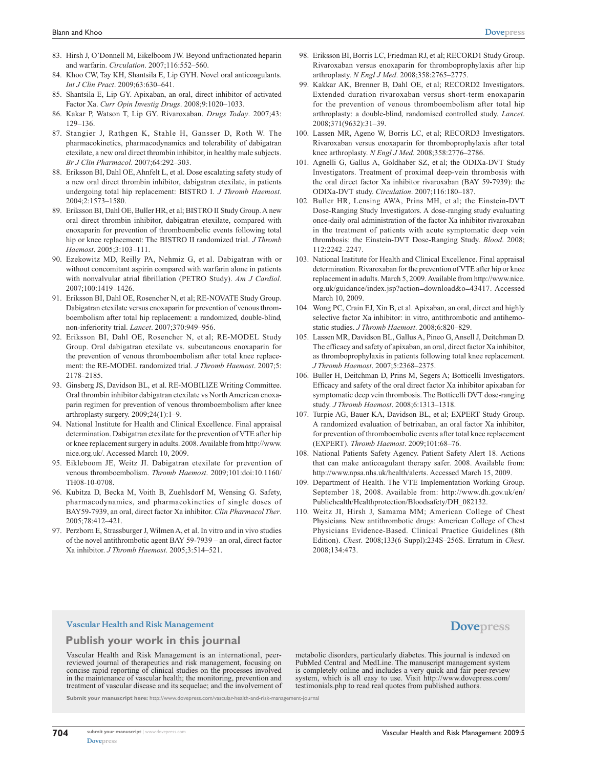83. Hirsh J, O'Donnell M, Eikelboom JW. Beyond unfractionated heparin and warfarin. *Circulation*. 2007;116:552–560.
84. Khoo CW, Tay KH, Shantsila E, Lip GYH. Novel oral anticoagulants. *Int J Clin Pract*. 2009;63:630–641.
85. Shantsila E, Lip GY. Apixaban, an oral, direct inhibitor of activated Factor Xa. *Curr Opin Investig Drugs*. 2008;9:1020–1033.
86. Kakar P, Watson T, Lip GY. Rivaroxaban. *Drugs Today*. 2007;43:129–136.
87. Stangier J, Rathgen K, Stahle H, Gansser D, Roth W. The pharmacokinetics, pharmacodynamics and tolerability of dabigatran etexilate, a new oral direct thrombin inhibitor, in healthy male subjects. *Br J Clin Pharmacol*. 2007;64:292–303.
88. Eriksson BI, Dahl OE, Ahnfelt L, et al. Dose escalating safety study of a new oral direct thrombin inhibitor, dabigatran etexilate, in patients undergoing total hip replacement: BISTRO I. *J Thromb Haemost*. 2004;2:1573–1580.
89. Eriksson BI, Dahl OE, Buller HR, et al; BISTRO II Study Group. A new oral direct thrombin inhibitor, dabigatran etexilate, compared with enoxaparin for prevention of thromboembolic events following total hip or knee replacement: The BISTRO II randomized trial. *J Thromb Haemost*. 2005;3:103–111.
90. Ezekowitz MD, Reilly PA, Nehmiz G, et al. Dabigatran with or without concomitant aspirin compared with warfarin alone in patients with nonvalvular atrial fibrillation (PETRO Study). *Am J Cardiol*. 2007;100:1419–1426.
91. Eriksson BI, Dahl OE, Rosencher N, et al; RE-NOVATE Study Group. Dabigatran etexilate versus enoxaparin for prevention of venous thromboembolism after total hip replacement: a randomized, double-blind, non-inferiority trial. *Lancet*. 2007;370:949–956.
92. Eriksson BI, Dahl OE, Rosencher N, et al; RE-MODEL Study Group. Oral dabigatran etexilate vs. subcutaneous enoxaparin for the prevention of venous thromboembolism after total knee replacement: the RE-MODEL randomized trial. *J Thromb Haemost*. 2007;5:2178–2185.
93. Ginsberg JS, Davidson BL, et al. RE-MOBILIZE Writing Committee. Oral thrombin inhibitor dabigatran etexilate vs North American enoxaparin regimen for prevention of venous thromboembolism after knee arthroplasty surgery. 2009;24(1):1–9.
94. National Institute for Health and Clinical Excellence. Final appraisal determination. Dabigatran etexilate for the prevention of VTE after hip or knee replacement surgery in adults. 2008. Available from http://www.nice.org.uk/. Accessed March 10, 2009.
95. Eikleboom JE, Weitz JI. Dabigatran etexilate for prevention of venous thromboembolism. *Thromb Haemost*. 2009;101:doi:10.1160/TH08-10-0708.
96. Kubitza D, Becka M, Voith B, Zuehlsdorf M, Wensing G. Safety, pharmacodynamics, and pharmacokinetics of single doses of BAY59-7939, an oral, direct factor Xa inhibitor. *Clin Pharmacol Ther*. 2005;78:412–421.
97. Perzborn E, Strassburger J, Wilmen A, et al. In vitro and in vivo studies of the novel antithrombotic agent BAY 59-7939 – an oral, direct factor Xa inhibitor. *J Thromb Haemost*. 2005;3:514–521.
98. Eriksson BI, Borris LC, Friedman RJ, et al; RECORD1 Study Group. Rivaroxaban versus enoxaparin for thromboprophylaxis after hip arthroplasty. *N Engl J Med*. 2008;358:2765–2775.
99. Kakkar AK, Brenner B, Dahl OE, et al; RECORD2 Investigators. Extended duration rivaroxaban versus short-term enoxaparin for the prevention of venous thromboembolism after total hip arthroplasty: a double-blind, randomised controlled study. *Lancet*. 2008;371(9632):31–39.
100. Lassen MR, Ageno W, Borris LC, et al; RECORD3 Investigators. Rivaroxaban versus enoxaparin for thromboprophylaxis after total knee arthroplasty. *N Engl J Med*. 2008;358:2776–2786.
101. Agnelli G, Gallus A, Goldhaber SZ, et al; the ODIXa-DVT Study Investigators. Treatment of proximal deep-vein thrombosis with the oral direct factor Xa inhibitor rivaroxaban (BAY 59-7939): the ODIXa-DVT study. *Circulation*. 2007;116:180–187.
102. Buller HR, Lensing AWA, Prins MH, et al; the Einstein-DVT Dose-Ranging Study Investigators. A dose-ranging study evaluating once-daily oral administration of the factor Xa inhibitor rivaroxaban in the treatment of patients with acute symptomatic deep vein thrombosis: the Einstein-DVT Dose-Ranging Study. *Blood*. 2008;112:2242–2247.
103. National Institute for Health and Clinical Excellence. Final appraisal determination. Rivaroxaban for the prevention of VTE after hip or knee replacement in adults. March 5, 2009. Available from http://www.nice.org.uk/guidance/index.jsp?action=download&o=43417. Accessed March 10, 2009.
104. Wong PC, Crain EJ, Xin B, et al. Apixaban, an oral, direct and highly selective factor Xa inhibitor: in vitro, antithrombotic and antihemostatic studies. *J Thromb Haemost*. 2008;6:820–829.
105. Lassen MR, Davidson BL, Gallus A, Pineo G, Ansell J, Deitchman D. The efficacy and safety of apixaban, an oral, direct factor Xa inhibitor, as thromboprophylaxis in patients following total knee replacement. *J Thromb Haemost*. 2007;5:2368–2375.
106. Buller H, Deitchman D, Prins M, Segers A; Botticelli Investigators. Efficacy and safety of the oral direct factor Xa inhibitor apixaban for symptomatic deep vein thrombosis. The Botticelli DVT dose-ranging study. *J Thromb Haemost*. 2008;6:1313–1318.
107. Turpie AG, Bauer KA, Davidson BL, et al; EXPERT Study Group. A randomized evaluation of betrixaban, an oral factor Xa inhibitor, for prevention of thromboembolic events after total knee replacement (EXPERT). *Thromb Haemost*. 2009;101:68–76.
108. National Patients Safety Agency. Patient Safety Alert 18. Actions that can make anticoagulant therapy safer. 2008. Available from: http://www.npsa.nhs.uk/health/alerts. Accessed March 15, 2009.
109. Department of Health. The VTE Implementation Working Group. September 18, 2008. Available from: http://www.dh.gov.uk/en/Publichealth/Healthprotection/Bloodsafety/DH_082132.
110. Weitz JI, Hirsh J, Samama MM; American College of Chest Physicians. New antithrombotic drugs: American College of Chest Physicians Evidence-Based. Clinical Practice Guidelines (8th Edition). *Chest*. 2008;133(6 Suppl):234S–256S. Erratum in *Chest*. 2008;134:473.

**Vascular Health and Risk Management**

**Dovepress**

## Publish your work in this journal

Vascular Health and Risk Management is an international, peer-reviewed journal of therapeutics and risk management, focusing on concise rapid reporting of clinical studies on the processes involved in the maintenance of vascular health; the monitoring, prevention and treatment of vascular disease and its sequelae; and the involvement of metabolic disorders, particularly diabetes. This journal is indexed on PubMed Central and MedLine. The manuscript management system is completely online and includes a very quick and fair peer-review system, which is all easy to use. Visit http://www.dovepress.com/testimonials.php to read real quotes from published authors.

**Submit your manuscript here:** http://www.dovepress.com/vascular-health-and-risk-management-journal